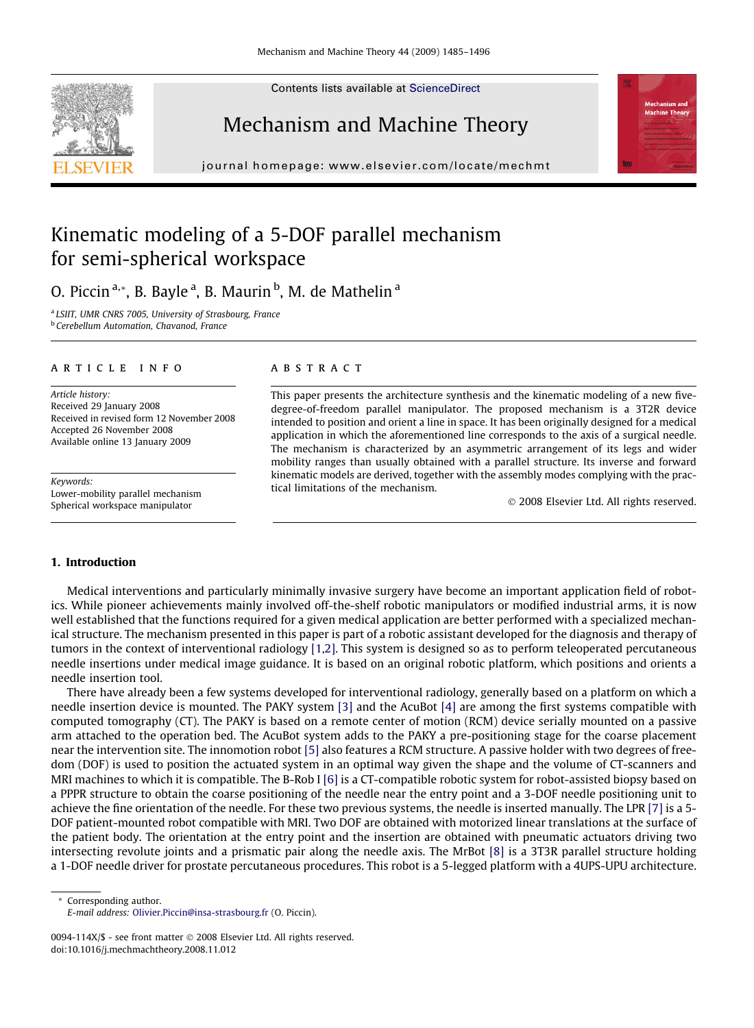# Kinematic modeling of a 5-DOF parallel mechanism for semi-spherical workspace

O. Piccin [a,*], B. Bayle [a], B. Maurin [b], M. de Mathelin [a]

[a] LSIIT, UMR CNRS 7005, University of Strasbourg, France

[b] Cerebellum Automation, Chavanod, France

**ARTICLE INFO**

*Article history:*
Received 29 January 2008
Received in revised form 12 November 2008
Accepted 26 November 2008
Available online 13 January 2009

*Keywords:*
Lower-mobility parallel mechanism
Spherical workspace manipulator

**ABSTRACT**

This paper presents the architecture synthesis and the kinematic modeling of a new five-degree-of-freedom parallel manipulator. The proposed mechanism is a 3T2R device intended to position and orient a line in space. It has been originally designed for a medical application in which the aforementioned line corresponds to the axis of a surgical needle. The mechanism is characterized by an asymmetric arrangement of its legs and wider mobility ranges than usually obtained with a parallel structure. Its inverse and forward kinematic models are derived, together with the assembly modes complying with the practical limitations of the mechanism.

© 2008 Elsevier Ltd. All rights reserved.

## 1. Introduction

Medical interventions and particularly minimally invasive surgery have become an important application field of robotics. While pioneer achievements mainly involved off-the-shelf robotic manipulators or modified industrial arms, it is now well established that the functions required for a given medical application are better performed with a specialized mechanical structure. The mechanism presented in this paper is part of a robotic assistant developed for the diagnosis and therapy of tumors in the context of interventional radiology [1,2]. This system is designed so as to perform teleoperated percutaneous needle insertions under medical image guidance. It is based on an original robotic platform, which positions and orients a needle insertion tool.

There have already been a few systems developed for interventional radiology, generally based on a platform on which a needle insertion device is mounted. The PAKY system [3] and the AcuBot [4] are among the first systems compatible with computed tomography (CT). The PAKY is based on a remote center of motion (RCM) device serially mounted on a passive arm attached to the operation bed. The AcuBot system adds to the PAKY a pre-positioning stage for the coarse placement near the intervention site. The innomotion robot [5] also features a RCM structure. A passive holder with two degrees of freedom (DOF) is used to position the actuated system in an optimal way given the shape and the volume of CT-scanners and MRI machines to which it is compatible. The B-Rob I [6] is a CT-compatible robotic system for robot-assisted biopsy based on a PPPR structure to obtain the coarse positioning of the needle near the entry point and a 3-DOF needle positioning unit to achieve the fine orientation of the needle. For these two previous systems, the needle is inserted manually. The LPR [7] is a 5-DOF patient-mounted robot compatible with MRI. Two DOF are obtained with motorized linear translations at the surface of the patient body. The orientation at the entry point and the insertion are obtained with pneumatic actuators driving two intersecting revolute joints and a prismatic pair along the needle axis. The MrBot [8] is a 3T3R parallel structure holding a 1-DOF needle driver for prostate percutaneous procedures. This robot is a 5-legged platform with a 4UPS-UPU architecture.

\* Corresponding author.
*E-mail address:* Olivier.Piccin@insa-strasbourg.fr (O. Piccin).

0094-114X/$ - see front matter © 2008 Elsevier Ltd. All rights reserved.
doi:10.1016/j.mechmachtheory.2008.11.012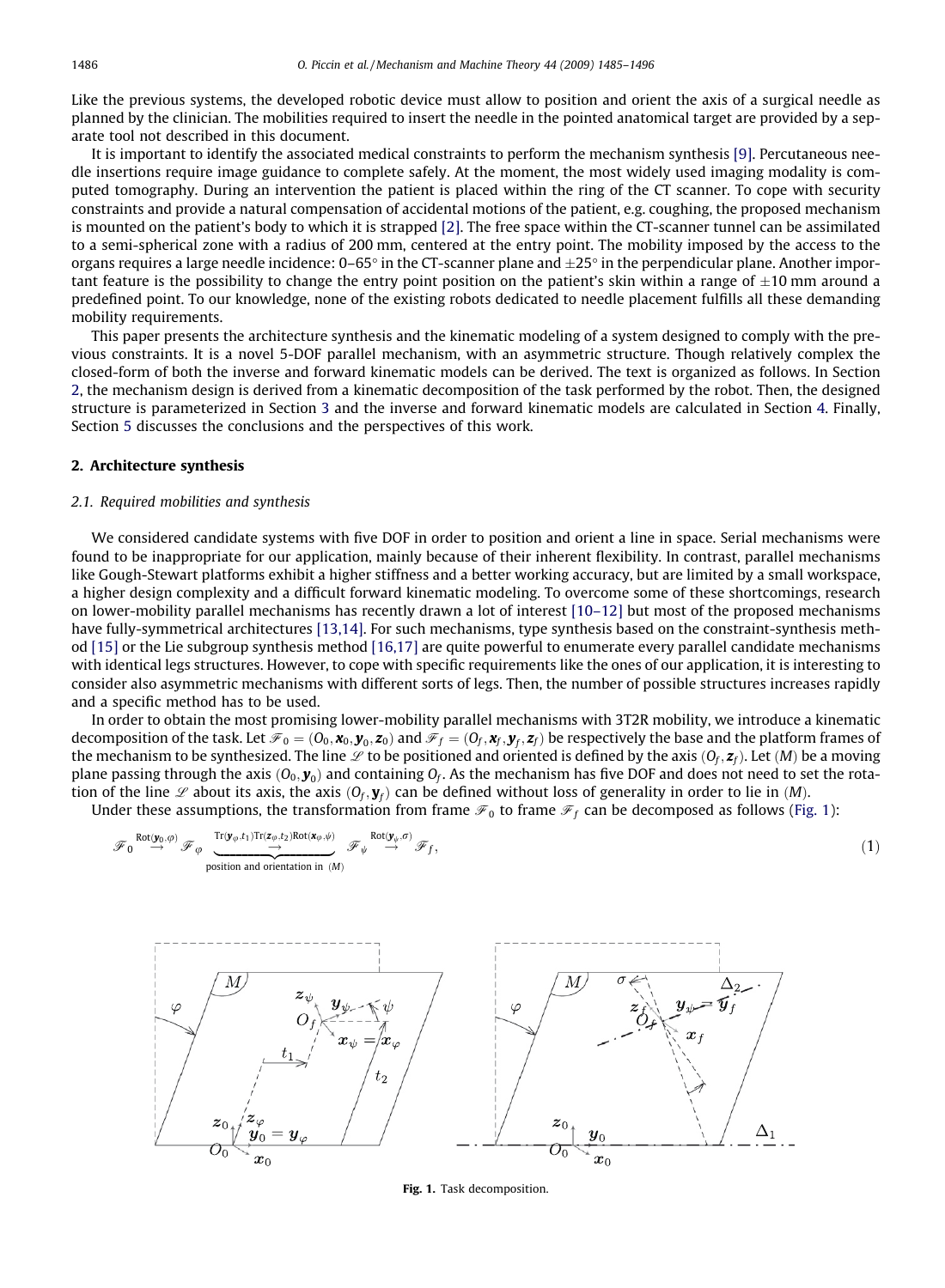Like the previous systems, the developed robotic device must allow to position and orient the axis of a surgical needle as planned by the clinician. The mobilities required to insert the needle in the pointed anatomical target are provided by a separate tool not described in this document.

It is important to identify the associated medical constraints to perform the mechanism synthesis [9]. Percutaneous needle insertions require image guidance to complete safely. At the moment, the most widely used imaging modality is computed tomography. During an intervention the patient is placed within the ring of the CT scanner. To cope with security constraints and provide a natural compensation of accidental motions of the patient, e.g. coughing, the proposed mechanism is mounted on the patient's body to which it is strapped [2]. The free space within the CT-scanner tunnel can be assimilated to a semi-spherical zone with a radius of 200 mm, centered at the entry point. The mobility imposed by the access to the organs requires a large needle incidence: 0–65° in the CT-scanner plane and ±25° in the perpendicular plane. Another important feature is the possibility to change the entry point position on the patient's skin within a range of ±10 mm around a predefined point. To our knowledge, none of the existing robots dedicated to needle placement fulfills all these demanding mobility requirements.

This paper presents the architecture synthesis and the kinematic modeling of a system designed to comply with the previous constraints. It is a novel 5-DOF parallel mechanism, with an asymmetric structure. Though relatively complex the closed-form of both the inverse and forward kinematic models can be derived. The text is organized as follows. In Section 2, the mechanism design is derived from a kinematic decomposition of the task performed by the robot. Then, the designed structure is parameterized in Section 3 and the inverse and forward kinematic models are calculated in Section 4. Finally, Section 5 discusses the conclusions and the perspectives of this work.

## 2. Architecture synthesis

### 2.1. Required mobilities and synthesis

We considered candidate systems with five DOF in order to position and orient a line in space. Serial mechanisms were found to be inappropriate for our application, mainly because of their inherent flexibility. In contrast, parallel mechanisms like Gough-Stewart platforms exhibit a higher stiffness and a better working accuracy, but are limited by a small workspace, a higher design complexity and a difficult forward kinematic modeling. To overcome some of these shortcomings, research on lower-mobility parallel mechanisms has recently drawn a lot of interest [10–12] but most of the proposed mechanisms have fully-symmetrical architectures [13,14]. For such mechanisms, type synthesis based on the constraint-synthesis method [15] or the Lie subgroup synthesis method [16,17] are quite powerful to enumerate every parallel candidate mechanisms with identical legs structures. However, to cope with specific requirements like the ones of our application, it is interesting to consider also asymmetric mechanisms with different sorts of legs. Then, the number of possible structures increases rapidly and a specific method has to be used.

In order to obtain the most promising lower-mobility parallel mechanisms with 3T2R mobility, we introduce a kinematic decomposition of the task. Let $\mathscr{F}_0 = (O_0, \boldsymbol{x}_0, \boldsymbol{y}_0, \boldsymbol{z}_0)$ and $\mathscr{F}_f = (O_f, \boldsymbol{x}_f, \boldsymbol{y}_f, \boldsymbol{z}_f)$ be respectively the base and the platform frames of the mechanism to be synthesized. The line $\mathscr{L}$ to be positioned and oriented is defined by the axis $(O_f, \boldsymbol{z}_f)$. Let $(M)$ be a moving plane passing through the axis $(O_0, \boldsymbol{y}_0)$ and containing $O_f$. As the mechanism has five DOF and does not need to set the rotation of the line $\mathscr{L}$ about its axis, the axis $(O_f, \boldsymbol{y}_f)$ can be defined without loss of generality in order to lie in $(M)$.

Under these assumptions, the transformation from frame $\mathscr{F}_0$ to frame $\mathscr{F}_f$ can be decomposed as follows (Fig. 1):

$$\mathscr{F}_0 \overset{\mathrm{Rot}(\boldsymbol{y}_0,\varphi)}{\longrightarrow} \mathscr{F}_\varphi \underbrace{\overset{\mathrm{Tr}(\boldsymbol{y}_\varphi,t_1)\mathrm{Tr}(\boldsymbol{z}_\varphi,t_2)\mathrm{Rot}(\boldsymbol{x}_\varphi,\psi)}{\longrightarrow}}_{\text{position and orientation in } (M)} \mathscr{F}_\psi \overset{\mathrm{Rot}(\boldsymbol{y}_\psi,\sigma)}{\longrightarrow} \mathscr{F}_f, \tag{1}$$

Fig. 1. Task decomposition.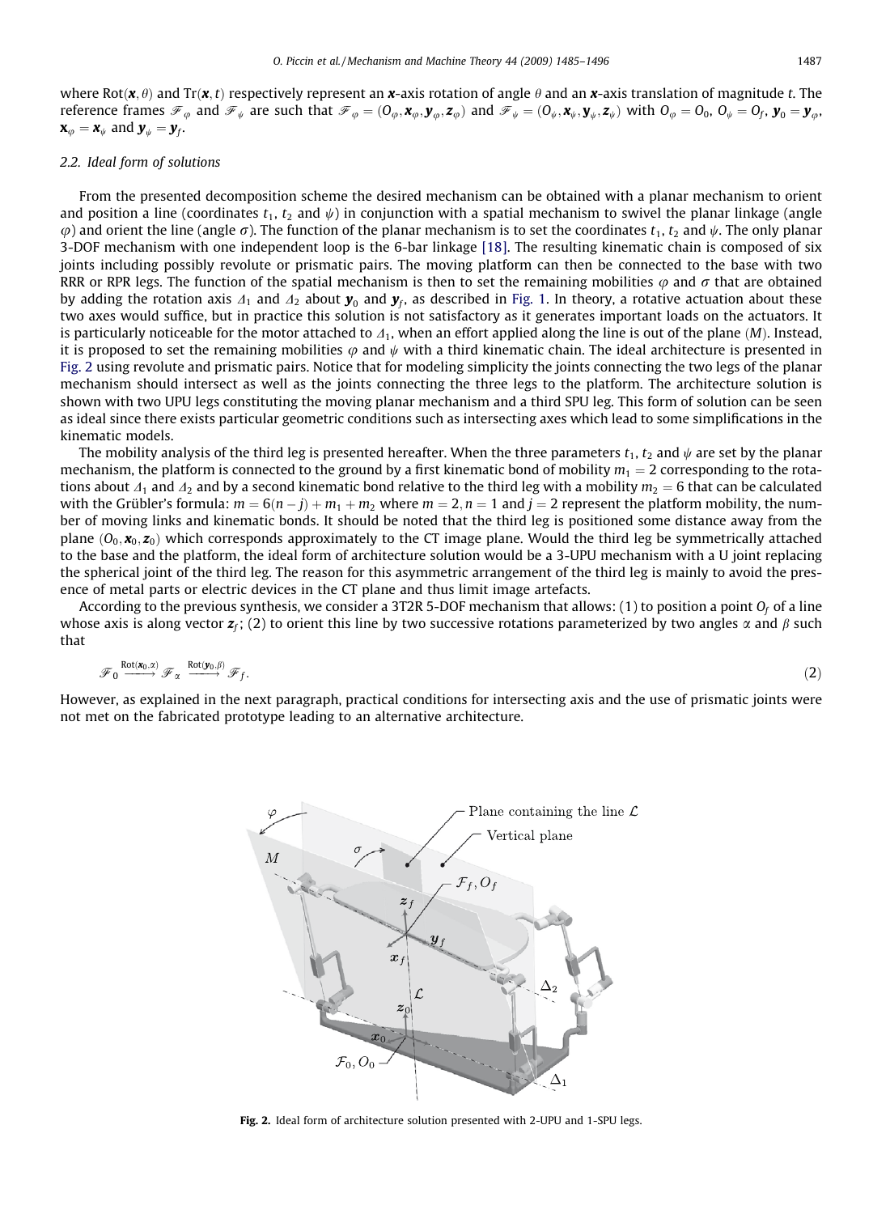where $\mathrm{Rot}(\boldsymbol{x}, \theta)$ and $\mathrm{Tr}(\boldsymbol{x}, t)$ respectively represent an $\boldsymbol{x}$-axis rotation of angle $\theta$ and an $\boldsymbol{x}$-axis translation of magnitude $t$. The reference frames $\mathscr{F}_\varphi$ and $\mathscr{F}_\psi$ are such that $\mathscr{F}_\varphi = (O_\varphi, \boldsymbol{x}_\varphi, \boldsymbol{y}_\varphi, \boldsymbol{z}_\varphi)$ and $\mathscr{F}_\psi = (O_\psi, \boldsymbol{x}_\psi, \boldsymbol{y}_\psi, \boldsymbol{z}_\psi)$ with $O_\varphi = O_0$, $O_\psi = O_f$, $\boldsymbol{y}_0 = \boldsymbol{y}_\varphi$, $\mathbf{x}_\varphi = \boldsymbol{x}_\psi$ and $\boldsymbol{y}_\psi = \boldsymbol{y}_f$.

### 2.2. Ideal form of solutions

From the presented decomposition scheme the desired mechanism can be obtained with a planar mechanism to orient and position a line (coordinates $t_1$, $t_2$ and $\psi$) in conjunction with a spatial mechanism to swivel the planar linkage (angle $\varphi$) and orient the line (angle $\sigma$). The function of the planar mechanism is to set the coordinates $t_1$, $t_2$ and $\psi$. The only planar 3-DOF mechanism with one independent loop is the 6-bar linkage [18]. The resulting kinematic chain is composed of six joints including possibly revolute or prismatic pairs. The moving platform can then be connected to the base with two RRR or RPR legs. The function of the spatial mechanism is then to set the remaining mobilities $\varphi$ and $\sigma$ that are obtained by adding the rotation axis $\Delta_1$ and $\Delta_2$ about $\boldsymbol{y}_0$ and $\boldsymbol{y}_f$, as described in Fig. 1. In theory, a rotative actuation about these two axes would suffice, but in practice this solution is not satisfactory as it generates important loads on the actuators. It is particularly noticeable for the motor attached to $\Delta_1$, when an effort applied along the line is out of the plane $(M)$. Instead, it is proposed to set the remaining mobilities $\varphi$ and $\psi$ with a third kinematic chain. The ideal architecture is presented in Fig. 2 using revolute and prismatic pairs. Notice that for modeling simplicity the joints connecting the two legs of the planar mechanism should intersect as well as the joints connecting the three legs to the platform. The architecture solution is shown with two UPU legs constituting the moving planar mechanism and a third SPU leg. This form of solution can be seen as ideal since there exists particular geometric conditions such as intersecting axes which lead to some simplifications in the kinematic models.

The mobility analysis of the third leg is presented hereafter. When the three parameters $t_1$, $t_2$ and $\psi$ are set by the planar mechanism, the platform is connected to the ground by a first kinematic bond of mobility $m_1 = 2$ corresponding to the rotations about $\Delta_1$ and $\Delta_2$ and by a second kinematic bond relative to the third leg with a mobility $m_2 = 6$ that can be calculated with the Grübler's formula: $m = 6(n - j) + m_1 + m_2$ where $m = 2, n = 1$ and $j = 2$ represent the platform mobility, the number of moving links and kinematic bonds. It should be noted that the third leg is positioned some distance away from the plane $(O_0, \boldsymbol{x}_0, \boldsymbol{z}_0)$ which corresponds approximately to the CT image plane. Would the third leg be symmetrically attached to the base and the platform, the ideal form of architecture solution would be a 3-UPU mechanism with a U joint replacing the spherical joint of the third leg. The reason for this asymmetric arrangement of the third leg is mainly to avoid the presence of metal parts or electric devices in the CT plane and thus limit image artefacts.

According to the previous synthesis, we consider a 3T2R 5-DOF mechanism that allows: (1) to position a point $O_f$ of a line whose axis is along vector $\boldsymbol{z}_f$; (2) to orient this line by two successive rotations parameterized by two angles $\alpha$ and $\beta$ such that

$$\mathscr{F}_0 \xrightarrow{\mathrm{Rot}(\boldsymbol{x}_0, \alpha)} \mathscr{F}_\alpha \xrightarrow{\mathrm{Rot}(\boldsymbol{y}_0, \beta)} \mathscr{F}_f. \tag{2}$$

However, as explained in the next paragraph, practical conditions for intersecting axis and the use of prismatic joints were not met on the fabricated prototype leading to an alternative architecture.

**Fig. 2.** Ideal form of architecture solution presented with 2-UPU and 1-SPU legs.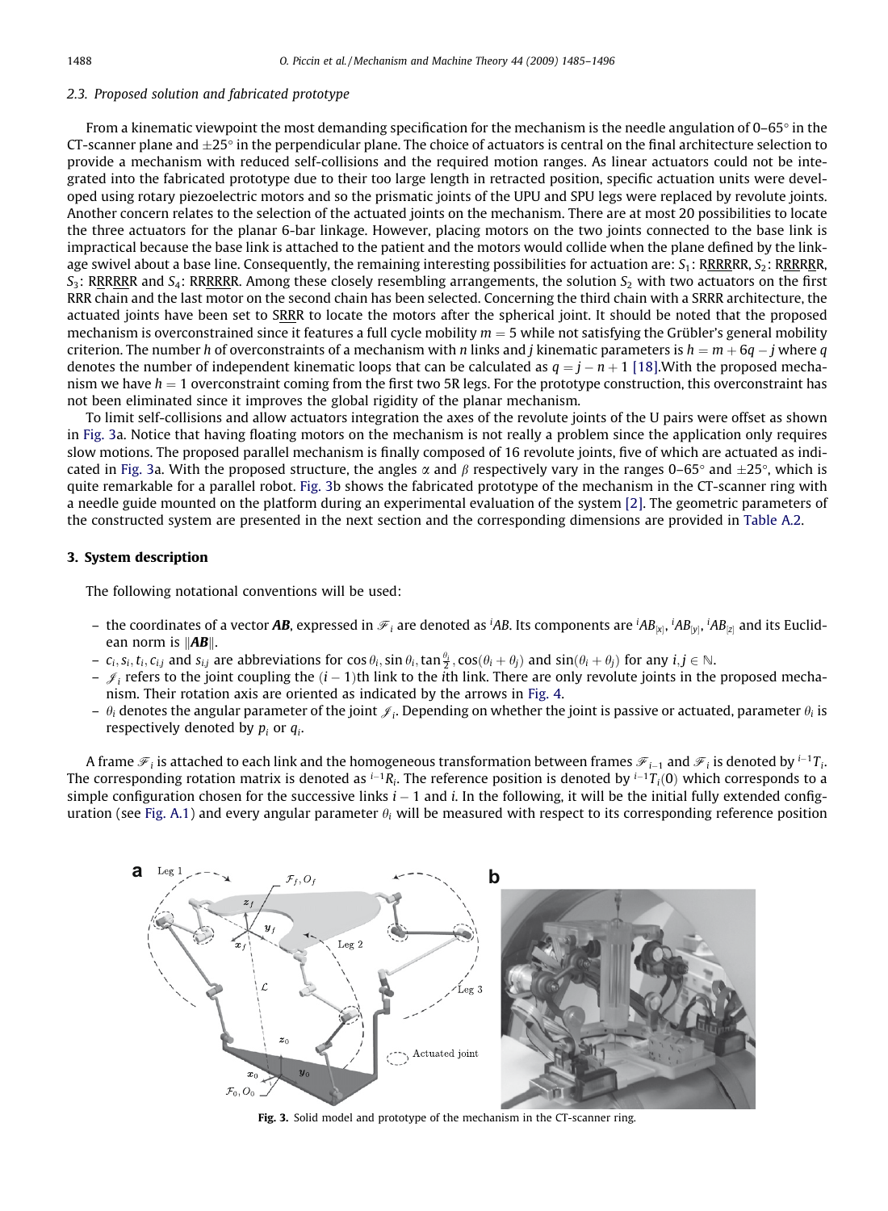### 2.3. Proposed solution and fabricated prototype

From a kinematic viewpoint the most demanding specification for the mechanism is the needle angulation of 0–65° in the CT-scanner plane and ±25° in the perpendicular plane. The choice of actuators is central on the final architecture selection to provide a mechanism with reduced self-collisions and the required motion ranges. As linear actuators could not be integrated into the fabricated prototype due to their too large length in retracted position, specific actuation units were developed using rotary piezoelectric motors and so the prismatic joints of the UPU and SPU legs were replaced by revolute joints. Another concern relates to the selection of the actuated joints on the mechanism. There are at most 20 possibilities to locate the three actuators for the planar 6-bar linkage. However, placing motors on the two joints connected to the base link is impractical because the base link is attached to the patient and the motors would collide when the plane defined by the linkage swivel about a base line. Consequently, the remaining interesting possibilities for actuation are: $S_1$: R$\underline{\text{RRR}}$RR, $S_2$: R$\underline{\text{RR}}$R$\underline{\text{R}}$R, $S_3$: R$\underline{\text{R}}$R$\underline{\text{RR}}$R and $S_4$: RR$\underline{\text{RRR}}$R. Among these closely resembling arrangements, the solution $S_2$ with two actuators on the first RRR chain and the last motor on the second chain has been selected. Concerning the third chain with a SRRR architecture, the actuated joints have been set to $\underline{\text{SR}}$RR to locate the motors after the spherical joint. It should be noted that the proposed mechanism is overconstrained since it features a full cycle mobility $m = 5$ while not satisfying the Grübler's general mobility criterion. The number $h$ of overconstraints of a mechanism with $n$ links and $j$ kinematic parameters is $h = m + 6q - j$ where $q$ denotes the number of independent kinematic loops that can be calculated as $q = j - n + 1$ [18].With the proposed mechanism we have $h = 1$ overconstraint coming from the first two 5R legs. For the prototype construction, this overconstraint has not been eliminated since it improves the global rigidity of the planar mechanism.

To limit self-collisions and allow actuators integration the axes of the revolute joints of the U pairs were offset as shown in Fig. 3a. Notice that having floating motors on the mechanism is not really a problem since the application only requires slow motions. The proposed parallel mechanism is finally composed of 16 revolute joints, five of which are actuated as indicated in Fig. 3a. With the proposed structure, the angles $\alpha$ and $\beta$ respectively vary in the ranges 0–65° and ±25°, which is quite remarkable for a parallel robot. Fig. 3b shows the fabricated prototype of the mechanism in the CT-scanner ring with a needle guide mounted on the platform during an experimental evaluation of the system [2]. The geometric parameters of the constructed system are presented in the next section and the corresponding dimensions are provided in Table A.2.

## 3. System description

The following notational conventions will be used:

- the coordinates of a vector $\boldsymbol{AB}$, expressed in $\mathscr{F}_i$ are denoted as ${}^{i}AB$. Its components are ${}^{i}AB_{[x]}$, ${}^{i}AB_{[y]}$, ${}^{i}AB_{[z]}$ and its Euclidean norm is $\|\boldsymbol{AB}\|$.
- $c_i, s_i, t_i, c_{i,j}$ and $s_{i,j}$ are abbreviations for $\cos\theta_i, \sin\theta_i, \tan\frac{\theta_i}{2}, \cos(\theta_i + \theta_j)$ and $\sin(\theta_i + \theta_j)$ for any $i, j \in \mathbb{N}$.
- $\mathscr{J}_i$ refers to the joint coupling the $(i-1)$th link to the $i$th link. There are only revolute joints in the proposed mechanism. Their rotation axis are oriented as indicated by the arrows in Fig. 4.
- $\theta_i$ denotes the angular parameter of the joint $\mathscr{J}_i$. Depending on whether the joint is passive or actuated, parameter $\theta_i$ is respectively denoted by $p_i$ or $q_i$.

A frame $\mathscr{F}_i$ is attached to each link and the homogeneous transformation between frames $\mathscr{F}_{i-1}$ and $\mathscr{F}_i$ is denoted by ${}^{i-1}T_i$. The corresponding rotation matrix is denoted as ${}^{i-1}R_i$. The reference position is denoted by ${}^{i-1}T_i(0)$ which corresponds to a simple configuration chosen for the successive links $i-1$ and $i$. In the following, it will be the initial fully extended configuration (see Fig. A.1) and every angular parameter $\theta_i$ will be measured with respect to its corresponding reference position

Fig. 3. Solid model and prototype of the mechanism in the CT-scanner ring.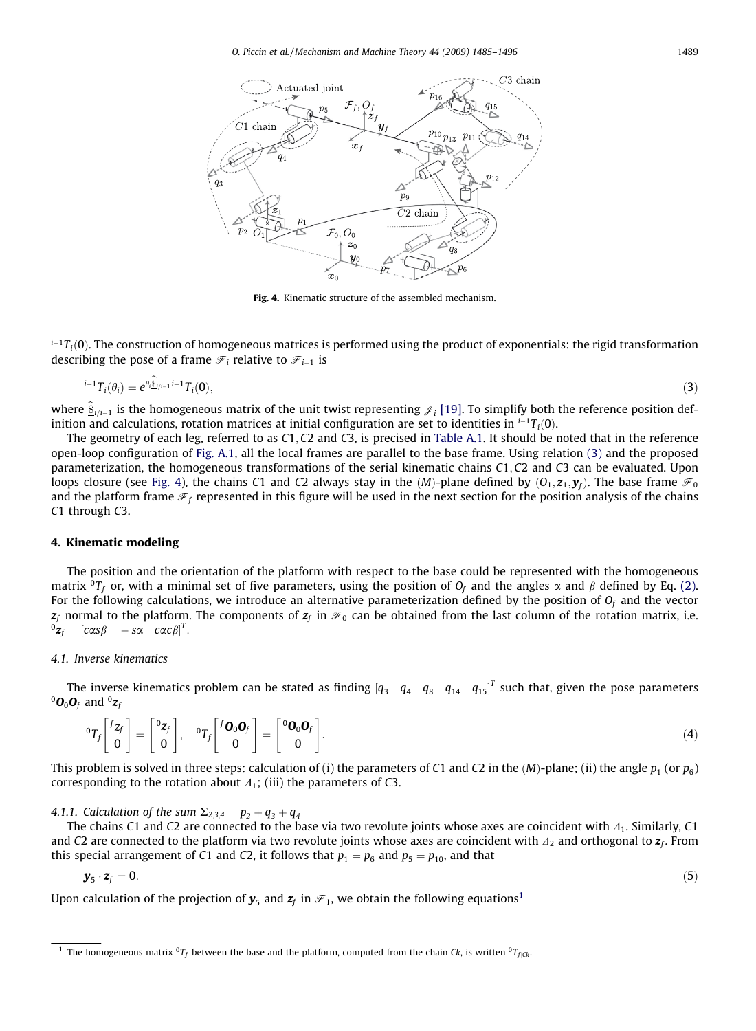Fig. 4. Kinematic structure of the assembled mechanism.

${}^{i-1}T_i(0)$. The construction of homogeneous matrices is performed using the product of exponentials: the rigid transformation describing the pose of a frame $\mathscr{F}_i$ relative to $\mathscr{F}_{i-1}$ is

$$ {}^{i-1}T_i(\theta_i) = e^{\theta_i \widehat{\$}_{i/i-1}}\, {}^{i-1}T_i(0), \tag{3} $$

where $\widehat{\$}_{i/i-1}$ is the homogeneous matrix of the unit twist representing $\mathscr{J}_i$ [19]. To simplify both the reference position definition and calculations, rotation matrices at initial configuration are set to identities in ${}^{i-1}T_i(0)$.

The geometry of each leg, referred to as $C1, C2$ and $C3$, is precised in Table A.1. It should be noted that in the reference open-loop configuration of Fig. A.1, all the local frames are parallel to the base frame. Using relation (3) and the proposed parameterization, the homogeneous transformations of the serial kinematic chains $C1, C2$ and $C3$ can be evaluated. Upon loops closure (see Fig. 4), the chains $C1$ and $C2$ always stay in the $(M)$-plane defined by $(O_1, \mathbf{z}_1, \mathbf{y}_f)$. The base frame $\mathscr{F}_0$ and the platform frame $\mathscr{F}_f$ represented in this figure will be used in the next section for the position analysis of the chains $C1$ through $C3$.

## 4. Kinematic modeling

The position and the orientation of the platform with respect to the base could be represented with the homogeneous matrix ${}^0T_f$ or, with a minimal set of five parameters, using the position of $O_f$ and the angles $\alpha$ and $\beta$ defined by Eq. (2). For the following calculations, we introduce an alternative parameterization defined by the position of $O_f$ and the vector $\mathbf{z}_f$ normal to the platform. The components of $\mathbf{z}_f$ in $\mathscr{F}_0$ can be obtained from the last column of the rotation matrix, i.e. ${}^0\mathbf{z}_f = [c\alpha s\beta \quad -s\alpha \quad c\alpha c\beta]^T$.

### 4.1. Inverse kinematics

The inverse kinematics problem can be stated as finding $[q_3 \quad q_4 \quad q_8 \quad q_{14} \quad q_{15}]^T$ such that, given the pose parameters ${}^0\mathbf{O}_0\mathbf{O}_f$ and ${}^0\mathbf{z}_f$

$$ {}^0T_f \begin{bmatrix} {}^f z_f \\ 0 \end{bmatrix} = \begin{bmatrix} {}^0\mathbf{z}_f \\ 0 \end{bmatrix}, \quad {}^0T_f \begin{bmatrix} {}^f\mathbf{O}_0\mathbf{O}_f \\ 0 \end{bmatrix} = \begin{bmatrix} {}^0\mathbf{O}_0\mathbf{O}_f \\ 0 \end{bmatrix}. \tag{4} $$

This problem is solved in three steps: calculation of (i) the parameters of $C1$ and $C2$ in the $(M)$-plane; (ii) the angle $p_1$ (or $p_6$) corresponding to the rotation about $\Delta_1$; (iii) the parameters of $C3$.

#### 4.1.1. Calculation of the sum $\Sigma_{2,3,4} = p_2 + q_3 + q_4$

The chains $C1$ and $C2$ are connected to the base via two revolute joints whose axes are coincident with $\Delta_1$. Similarly, $C1$ and $C2$ are connected to the platform via two revolute joints whose axes are coincident with $\Delta_2$ and orthogonal to $\mathbf{z}_f$. From this special arrangement of $C1$ and $C2$, it follows that $p_1 = p_6$ and $p_5 = p_{10}$, and that

$$ \mathbf{y}_5 \cdot \mathbf{z}_f = 0. \tag{5} $$

Upon calculation of the projection of $\mathbf{y}_5$ and $\mathbf{z}_f$ in $\mathscr{F}_1$, we obtain the following equations[1]

[1] The homogeneous matrix ${}^0T_f$ between the base and the platform, computed from the chain $Ck$, is written ${}^0T_{f|Ck}$.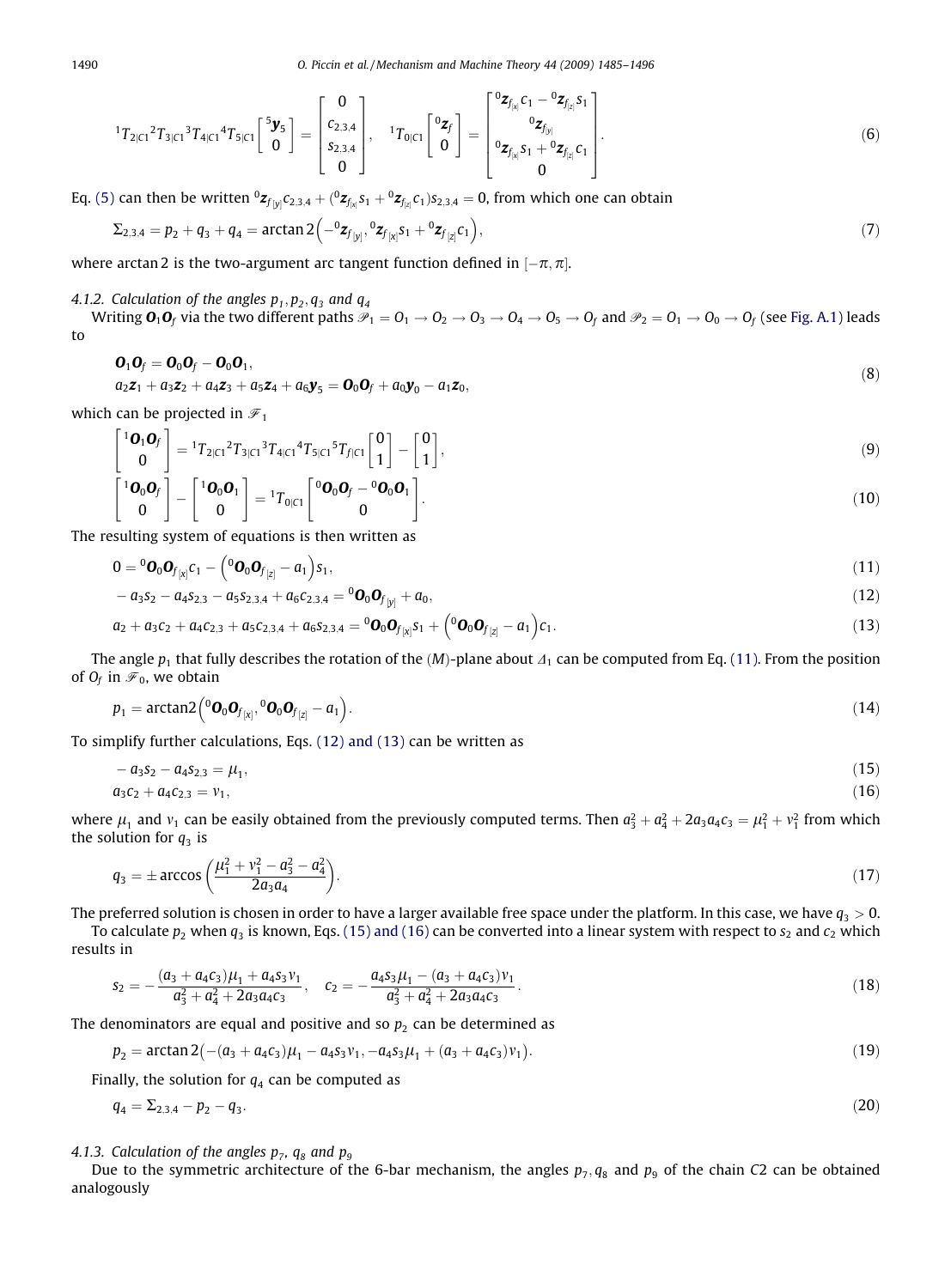$$
{}^{1}T_{2|C1}\,{}^{2}T_{3|C1}\,{}^{3}T_{4|C1}\,{}^{4}T_{5|C1}\begin{bmatrix} {}^{5}\boldsymbol{y}_5 \\ 0 \end{bmatrix} = \begin{bmatrix} 0 \\ c_{2,3,4} \\ s_{2,3,4} \\ 0 \end{bmatrix}, \quad {}^{1}T_{0|C1}\begin{bmatrix} {}^{0}\boldsymbol{z}_f \\ 0 \end{bmatrix} = \begin{bmatrix} {}^{0}\boldsymbol{z}_{f_{[x]}}c_1 - {}^{0}\boldsymbol{z}_{f_{[z]}}s_1 \\ {}^{0}\boldsymbol{z}_{f_{[y]}} \\ {}^{0}\boldsymbol{z}_{f_{[x]}}s_1 + {}^{0}\boldsymbol{z}_{f_{[z]}}c_1 \\ 0 \end{bmatrix}. \tag{6}
$$

Eq. (5) can then be written ${}^{0}\boldsymbol{z}_{f_{[y]}}c_{2,3,4} + ({}^{0}\boldsymbol{z}_{f_{[x]}}s_1 + {}^{0}\boldsymbol{z}_{f_{[z]}}c_1)s_{2,3,4} = 0$, from which one can obtain

$$
\Sigma_{2,3,4} = p_2 + q_3 + q_4 = \arctan 2\left(-{}^{0}\boldsymbol{z}_{f_{[y]}}, {}^{0}\boldsymbol{z}_{f_{[x]}}s_1 + {}^{0}\boldsymbol{z}_{f_{[z]}}c_1\right), \tag{7}
$$

where arctan 2 is the two-argument arc tangent function defined in $[-\pi, \pi]$.

#### 4.1.2. Calculation of the angles $p_1, p_2, q_3$ and $q_4$

Writing $\boldsymbol{O}_1\boldsymbol{O}_f$ via the two different paths $\mathscr{P}_1 = O_1 \to O_2 \to O_3 \to O_4 \to O_5 \to O_f$ and $\mathscr{P}_2 = O_1 \to O_0 \to O_f$ (see Fig. A.1) leads to

$$
\begin{aligned}
&\boldsymbol{O}_1\boldsymbol{O}_f = \boldsymbol{O}_0\boldsymbol{O}_f - \boldsymbol{O}_0\boldsymbol{O}_1, \\
&a_2\boldsymbol{z}_1 + a_3\boldsymbol{z}_2 + a_4\boldsymbol{z}_3 + a_5\boldsymbol{z}_4 + a_6\boldsymbol{y}_5 = \boldsymbol{O}_0\boldsymbol{O}_f + a_0\boldsymbol{y}_0 - a_1\boldsymbol{z}_0,
\end{aligned} \tag{8}
$$

which can be projected in $\mathscr{F}_1$

$$
\begin{bmatrix} {}^{1}\boldsymbol{O}_1\boldsymbol{O}_f \\ 0 \end{bmatrix} = {}^{1}T_{2|C1}\,{}^{2}T_{3|C1}\,{}^{3}T_{4|C1}\,{}^{4}T_{5|C1}\,{}^{5}T_{f|C1}\begin{bmatrix} 0 \\ 1 \end{bmatrix} - \begin{bmatrix} 0 \\ 1 \end{bmatrix}, \tag{9}
$$

$$
\begin{bmatrix} {}^{1}\boldsymbol{O}_0\boldsymbol{O}_f \\ 0 \end{bmatrix} - \begin{bmatrix} {}^{1}\boldsymbol{O}_0\boldsymbol{O}_1 \\ 0 \end{bmatrix} = {}^{1}T_{0|C1}\begin{bmatrix} {}^{0}\boldsymbol{O}_0\boldsymbol{O}_f - {}^{0}\boldsymbol{O}_0\boldsymbol{O}_1 \\ 0 \end{bmatrix}. \tag{10}
$$

The resulting system of equations is then written as

$$
0 = {}^{0}\boldsymbol{O}_0\boldsymbol{O}_{f_{[x]}}c_1 - \left({}^{0}\boldsymbol{O}_0\boldsymbol{O}_{f_{[z]}} - a_1\right)s_1, \tag{11}
$$

$$
-a_3s_2 - a_4s_{2,3} - a_5s_{2,3,4} + a_6c_{2,3,4} = {}^{0}\boldsymbol{O}_0\boldsymbol{O}_{f_{[y]}} + a_0, \tag{12}
$$

$$
a_2 + a_3c_2 + a_4c_{2,3} + a_5c_{2,3,4} + a_6s_{2,3,4} = {}^{0}\boldsymbol{O}_0\boldsymbol{O}_{f_{[x]}}s_1 + \left({}^{0}\boldsymbol{O}_0\boldsymbol{O}_{f_{[z]}} - a_1\right)c_1. \tag{13}
$$

The angle $p_1$ that fully describes the rotation of the $(M)$-plane about $\Delta_1$ can be computed from Eq. (11). From the position of $O_f$ in $\mathscr{F}_0$, we obtain

$$
p_1 = \arctan 2\left({}^{0}\boldsymbol{O}_0\boldsymbol{O}_{f_{[x]}}, {}^{0}\boldsymbol{O}_0\boldsymbol{O}_{f_{[z]}} - a_1\right). \tag{14}
$$

To simplify further calculations, Eqs. (12) and (13) can be written as

$$
-a_3s_2 - a_4s_{2,3} = \mu_1, \tag{15}
$$

$$
a_3c_2 + a_4c_{2,3} = \nu_1, \tag{16}
$$

where $\mu_1$ and $\nu_1$ can be easily obtained from the previously computed terms. Then $a_3^2 + a_4^2 + 2a_3a_4c_3 = \mu_1^2 + \nu_1^2$ from which the solution for $q_3$ is

$$
q_3 = \pm\arccos\left(\frac{\mu_1^2 + \nu_1^2 - a_3^2 - a_4^2}{2a_3a_4}\right). \tag{17}
$$

The preferred solution is chosen in order to have a larger available free space under the platform. In this case, we have $q_3 > 0$.

To calculate $p_2$ when $q_3$ is known, Eqs. (15) and (16) can be converted into a linear system with respect to $s_2$ and $c_2$ which results in

$$
s_2 = -\frac{(a_3 + a_4c_3)\mu_1 + a_4s_3\nu_1}{a_3^2 + a_4^2 + 2a_3a_4c_3}, \quad c_2 = -\frac{a_4s_3\mu_1 - (a_3 + a_4c_3)\nu_1}{a_3^2 + a_4^2 + 2a_3a_4c_3}. \tag{18}
$$

The denominators are equal and positive and so $p_2$ can be determined as

$$
p_2 = \arctan 2\big(-(a_3 + a_4c_3)\mu_1 - a_4s_3\nu_1, -a_4s_3\mu_1 + (a_3 + a_4c_3)\nu_1\big). \tag{19}
$$

Finally, the solution for $q_4$ can be computed as

$$
q_4 = \Sigma_{2,3,4} - p_2 - q_3. \tag{20}
$$

#### 4.1.3. Calculation of the angles $p_7$, $q_8$ and $p_9$

Due to the symmetric architecture of the 6-bar mechanism, the angles $p_7, q_8$ and $p_9$ of the chain $C2$ can be obtained analogously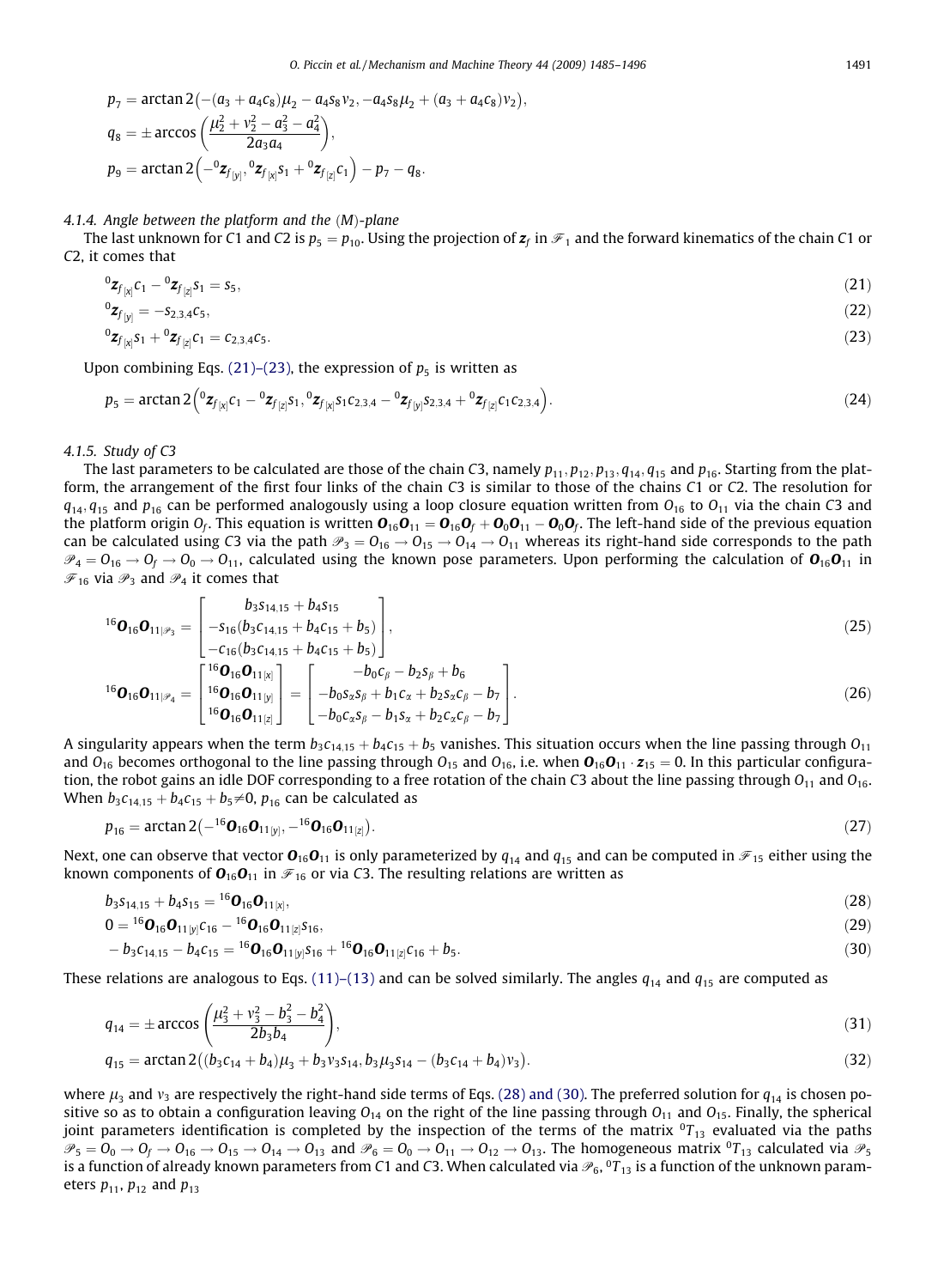$$p_7 = \arctan 2\left(-(a_3 + a_4c_8)\mu_2 - a_4s_8v_2, -a_4s_8\mu_2 + (a_3 + a_4c_8)v_2\right),$$

$$q_8 = \pm\arccos\left(\frac{\mu_2^2 + v_2^2 - a_3^2 - a_4^2}{2a_3a_4}\right),$$

$$p_9 = \arctan 2\left(-{}^0\mathbf{z}_{f_{[y]}}, {}^0\mathbf{z}_{f_{[x]}}s_1 + {}^0\mathbf{z}_{f_{[z]}}c_1\right) - p_7 - q_8.$$

#### 4.1.4. Angle between the platform and the $(M)$-plane

The last unknown for $C1$ and $C2$ is $p_5 = p_{10}$. Using the projection of $\mathbf{z}_f$ in $\mathscr{F}_1$ and the forward kinematics of the chain $C1$ or $C2$, it comes that

$${}^0\mathbf{z}_{f_{[x]}}c_1 - {}^0\mathbf{z}_{f_{[z]}}s_1 = s_5, \tag{21}$$

$${}^0\mathbf{z}_{f_{[y]}} = -s_{2,3,4}c_5, \tag{22}$$

$${}^0\mathbf{z}_{f_{[x]}}s_1 + {}^0\mathbf{z}_{f_{[z]}}c_1 = c_{2,3,4}c_5. \tag{23}$$

Upon combining Eqs. (21)–(23), the expression of $p_5$ is written as

$$p_5 = \arctan 2\left({}^0\mathbf{z}_{f_{[x]}}c_1 - {}^0\mathbf{z}_{f_{[z]}}s_1, {}^0\mathbf{z}_{f_{[x]}}s_1c_{2,3,4} - {}^0\mathbf{z}_{f_{[y]}}s_{2,3,4} + {}^0\mathbf{z}_{f_{[z]}}c_1c_{2,3,4}\right). \tag{24}$$

#### 4.1.5. Study of C3

The last parameters to be calculated are those of the chain $C3$, namely $p_{11}, p_{12}, p_{13}, q_{14}, q_{15}$ and $p_{16}$. Starting from the platform, the arrangement of the first four links of the chain $C3$ is similar to those of the chains $C1$ or $C2$. The resolution for $q_{14}, q_{15}$ and $p_{16}$ can be performed analogously using a loop closure equation written from $O_{16}$ to $O_{11}$ via the chain $C3$ and the platform origin $O_f$. This equation is written $\mathbf{O}_{16}\mathbf{O}_{11} = \mathbf{O}_{16}\mathbf{O}_f + \mathbf{O}_0\mathbf{O}_{11} - \mathbf{O}_0\mathbf{O}_f$. The left-hand side of the previous equation can be calculated using $C3$ via the path $\mathscr{P}_3 = O_{16} \to O_{15} \to O_{14} \to O_{11}$ whereas its right-hand side corresponds to the path $\mathscr{P}_4 = O_{16} \to O_f \to O_0 \to O_{11}$, calculated using the known pose parameters. Upon performing the calculation of $\mathbf{O}_{16}\mathbf{O}_{11}$ in $\mathscr{F}_{16}$ via $\mathscr{P}_3$ and $\mathscr{P}_4$ it comes that

$${}^{16}\mathbf{O}_{16}\mathbf{O}_{11|\mathscr{P}_3} = \begin{bmatrix} b_3s_{14,15} + b_4s_{15} \\ -s_{16}(b_3c_{14,15} + b_4c_{15} + b_5) \\ -c_{16}(b_3c_{14,15} + b_4c_{15} + b_5) \end{bmatrix}, \tag{25}$$

$${}^{16}\mathbf{O}_{16}\mathbf{O}_{11|\mathscr{P}_4} = \begin{bmatrix} {}^{16}\mathbf{O}_{16}\mathbf{O}_{11[x]} \\ {}^{16}\mathbf{O}_{16}\mathbf{O}_{11[y]} \\ {}^{16}\mathbf{O}_{16}\mathbf{O}_{11[z]} \end{bmatrix} = \begin{bmatrix} -b_0c_\beta - b_2s_\beta + b_6 \\ -b_0s_\alpha s_\beta + b_1c_\alpha + b_2s_\alpha c_\beta - b_7 \\ -b_0c_\alpha s_\beta - b_1s_\alpha + b_2c_\alpha c_\beta - b_7 \end{bmatrix}. \tag{26}$$

A singularity appears when the term $b_3c_{14,15} + b_4c_{15} + b_5$ vanishes. This situation occurs when the line passing through $O_{11}$ and $O_{16}$ becomes orthogonal to the line passing through $O_{15}$ and $O_{16}$, i.e. when $\mathbf{O}_{16}\mathbf{O}_{11} \cdot \mathbf{z}_{15} = 0$. In this particular configuration, the robot gains an idle DOF corresponding to a free rotation of the chain $C3$ about the line passing through $O_{11}$ and $O_{16}$. When $b_3c_{14,15} + b_4c_{15} + b_5 \neq 0$, $p_{16}$ can be calculated as

$$p_{16} = \arctan 2\left(-{}^{16}\mathbf{O}_{16}\mathbf{O}_{11[y]}, -{}^{16}\mathbf{O}_{16}\mathbf{O}_{11[z]}\right). \tag{27}$$

Next, one can observe that vector $\mathbf{O}_{16}\mathbf{O}_{11}$ is only parameterized by $q_{14}$ and $q_{15}$ and can be computed in $\mathscr{F}_{15}$ either using the known components of $\mathbf{O}_{16}\mathbf{O}_{11}$ in $\mathscr{F}_{16}$ or via $C3$. The resulting relations are written as

$$b_3s_{14,15} + b_4s_{15} = {}^{16}\mathbf{O}_{16}\mathbf{O}_{11[x]}, \tag{28}$$

$$0 = {}^{16}\mathbf{O}_{16}\mathbf{O}_{11[y]}c_{16} - {}^{16}\mathbf{O}_{16}\mathbf{O}_{11[z]}s_{16}, \tag{29}$$

$$-b_3c_{14,15} - b_4c_{15} = {}^{16}\mathbf{O}_{16}\mathbf{O}_{11[y]}s_{16} + {}^{16}\mathbf{O}_{16}\mathbf{O}_{11[z]}c_{16} + b_5. \tag{30}$$

These relations are analogous to Eqs. (11)–(13) and can be solved similarly. The angles $q_{14}$ and $q_{15}$ are computed as

$$q_{14} = \pm\arccos\left(\frac{\mu_3^2 + v_3^2 - b_3^2 - b_4^2}{2b_3b_4}\right), \tag{31}$$

$$q_{15} = \arctan 2\left((b_3c_{14} + b_4)\mu_3 + b_3v_3s_{14}, b_3\mu_3s_{14} - (b_3c_{14} + b_4)v_3\right). \tag{32}$$

where $\mu_3$ and $v_3$ are respectively the right-hand side terms of Eqs. (28) and (30). The preferred solution for $q_{14}$ is chosen positive so as to obtain a configuration leaving $O_{14}$ on the right of the line passing through $O_{11}$ and $O_{15}$. Finally, the spherical joint parameters identification is completed by the inspection of the terms of the matrix ${}^0T_{13}$ evaluated via the paths $\mathscr{P}_5 = O_0 \to O_f \to O_{16} \to O_{15} \to O_{14} \to O_{13}$ and $\mathscr{P}_6 = O_0 \to O_{11} \to O_{12} \to O_{13}$. The homogeneous matrix ${}^0T_{13}$ calculated via $\mathscr{P}_5$ is a function of already known parameters from $C1$ and $C3$. When calculated via $\mathscr{P}_6$, ${}^0T_{13}$ is a function of the unknown parameters $p_{11}$, $p_{12}$ and $p_{13}$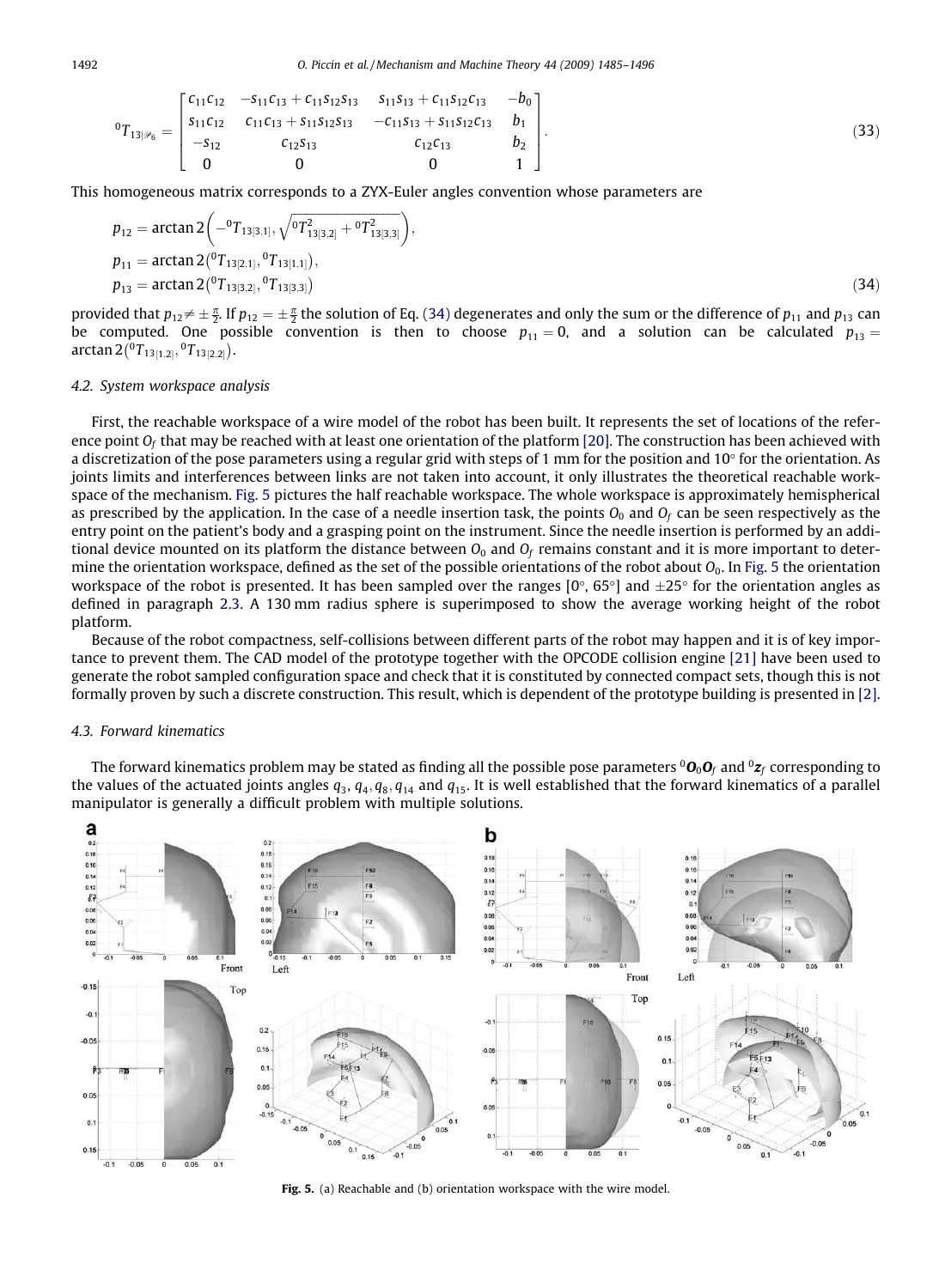$$
{}^{0}T_{13|\mathscr{P}_6} = \begin{bmatrix} c_{11}c_{12} & -s_{11}c_{13} + c_{11}s_{12}s_{13} & s_{11}s_{13} + c_{11}s_{12}c_{13} & -b_0 \\ s_{11}c_{12} & c_{11}c_{13} + s_{11}s_{12}s_{13} & -c_{11}s_{13} + s_{11}s_{12}c_{13} & b_1 \\ -s_{12} & c_{12}s_{13} & c_{12}c_{13} & b_2 \\ 0 & 0 & 0 & 1 \end{bmatrix}. \tag{33}
$$

This homogeneous matrix corresponds to a ZYX-Euler angles convention whose parameters are

$$
\begin{aligned}
p_{12} &= \arctan 2\left(-{}^{0}T_{13[3,1]}, \sqrt{{}^{0}T^{2}_{13[3,2]} + {}^{0}T^{2}_{13[3,3]}}\right), \\
p_{11} &= \arctan 2\left({}^{0}T_{13[2,1]}, {}^{0}T_{13[1,1]}\right), \\
p_{13} &= \arctan 2\left({}^{0}T_{13[3,2]}, {}^{0}T_{13[3,3]}\right)
\end{aligned} \tag{34}
$$

provided that $p_{12} \neq \pm\frac{\pi}{2}$. If $p_{12} = \pm\frac{\pi}{2}$ the solution of Eq. (34) degenerates and only the sum or the difference of $p_{11}$ and $p_{13}$ can be computed. One possible convention is then to choose $p_{11} = 0$, and a solution can be calculated $p_{13} = \arctan 2\left({}^{0}T_{13[1,2]}, {}^{0}T_{13[2,2]}\right)$.

### 4.2. System workspace analysis

First, the reachable workspace of a wire model of the robot has been built. It represents the set of locations of the reference point $O_f$ that may be reached with at least one orientation of the platform [20]. The construction has been achieved with a discretization of the pose parameters using a regular grid with steps of 1 mm for the position and 10° for the orientation. As joints limits and interferences between links are not taken into account, it only illustrates the theoretical reachable workspace of the mechanism. Fig. 5 pictures the half reachable workspace. The whole workspace is approximately hemispherical as prescribed by the application. In the case of a needle insertion task, the points $O_0$ and $O_f$ can be seen respectively as the entry point on the patient's body and a grasping point on the instrument. Since the needle insertion is performed by an additional device mounted on its platform the distance between $O_0$ and $O_f$ remains constant and it is more important to determine the orientation workspace, defined as the set of the possible orientations of the robot about $O_0$. In Fig. 5 the orientation workspace of the robot is presented. It has been sampled over the ranges [0°, 65°] and ±25° for the orientation angles as defined in paragraph 2.3. A 130 mm radius sphere is superimposed to show the average working height of the robot platform.

Because of the robot compactness, self-collisions between different parts of the robot may happen and it is of key importance to prevent them. The CAD model of the prototype together with the OPCODE collision engine [21] have been used to generate the robot sampled configuration space and check that it is constituted by connected compact sets, though this is not formally proven by such a discrete construction. This result, which is dependent of the prototype building is presented in [2].

### 4.3. Forward kinematics

The forward kinematics problem may be stated as finding all the possible pose parameters ${}^{0}\boldsymbol{O}_0\boldsymbol{O}_f$ and ${}^{0}\boldsymbol{z}_f$ corresponding to the values of the actuated joints angles $q_3, q_4, q_8, q_{14}$ and $q_{15}$. It is well established that the forward kinematics of a parallel manipulator is generally a difficult problem with multiple solutions.

**Fig. 5.** (a) Reachable and (b) orientation workspace with the wire model.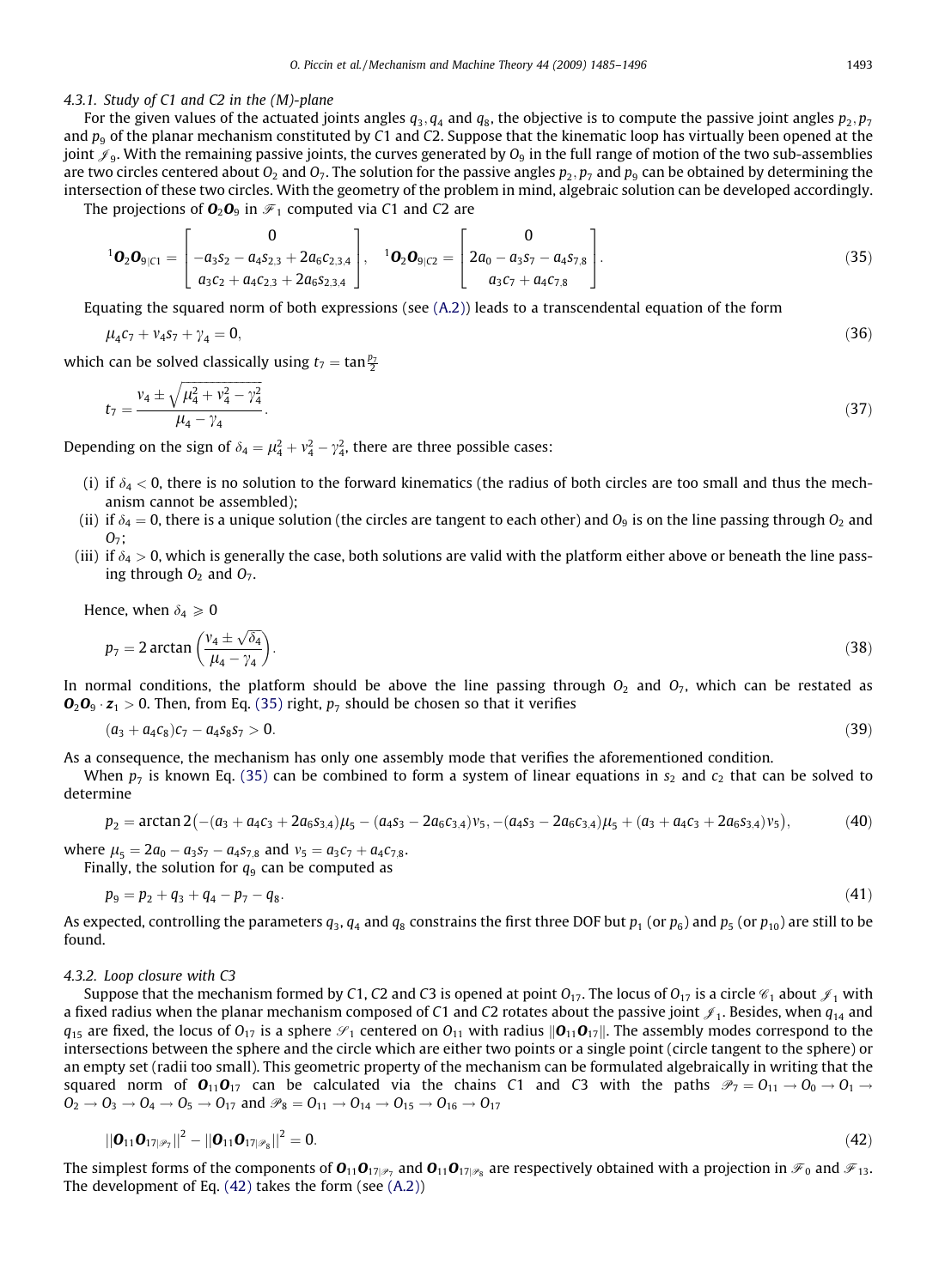#### 4.3.1. Study of C1 and C2 in the (M)-plane

For the given values of the actuated joints angles $q_3, q_4$ and $q_8$, the objective is to compute the passive joint angles $p_2, p_7$ and $p_9$ of the planar mechanism constituted by C1 and C2. Suppose that the kinematic loop has virtually been opened at the joint $\mathscr{J}_9$. With the remaining passive joints, the curves generated by $O_9$ in the full range of motion of the two sub-assemblies are two circles centered about $O_2$ and $O_7$. The solution for the passive angles $p_2, p_7$ and $p_9$ can be obtained by determining the intersection of these two circles. With the geometry of the problem in mind, algebraic solution can be developed accordingly.

The projections of $\boldsymbol{O}_2\boldsymbol{O}_9$ in $\mathscr{F}_1$ computed via C1 and C2 are

$$
{}^1\boldsymbol{O}_2\boldsymbol{O}_{9|C1} = \begin{bmatrix} 0 \\ -a_3 s_2 - a_4 s_{2,3} + 2a_6 c_{2,3,4} \\ a_3 c_2 + a_4 c_{2,3} + 2a_6 s_{2,3,4} \end{bmatrix}, \quad {}^1\boldsymbol{O}_2\boldsymbol{O}_{9|C2} = \begin{bmatrix} 0 \\ 2a_0 - a_3 s_7 - a_4 s_{7,8} \\ a_3 c_7 + a_4 c_{7,8} \end{bmatrix}. \tag{35}
$$

Equating the squared norm of both expressions (see (A.2)) leads to a transcendental equation of the form

$$
\mu_4 c_7 + \nu_4 s_7 + \gamma_4 = 0, \tag{36}
$$

which can be solved classically using $t_7 = \tan\frac{p_7}{2}$

$$
t_7 = \frac{\nu_4 \pm \sqrt{\mu_4^2 + \nu_4^2 - \gamma_4^2}}{\mu_4 - \gamma_4}. \tag{37}
$$

Depending on the sign of $\delta_4 = \mu_4^2 + \nu_4^2 - \gamma_4^2$, there are three possible cases:

(i) if $\delta_4 < 0$, there is no solution to the forward kinematics (the radius of both circles are too small and thus the mechanism cannot be assembled);
(ii) if $\delta_4 = 0$, there is a unique solution (the circles are tangent to each other) and $O_9$ is on the line passing through $O_2$ and $O_7$;
(iii) if $\delta_4 > 0$, which is generally the case, both solutions are valid with the platform either above or beneath the line passing through $O_2$ and $O_7$.

Hence, when $\delta_4 \geqslant 0$

$$
p_7 = 2\arctan\left(\frac{\nu_4 \pm \sqrt{\delta_4}}{\mu_4 - \gamma_4}\right). \tag{38}
$$

In normal conditions, the platform should be above the line passing through $O_2$ and $O_7$, which can be restated as $\boldsymbol{O}_2\boldsymbol{O}_9 \cdot \boldsymbol{z}_1 > 0$. Then, from Eq. (35) right, $p_7$ should be chosen so that it verifies

$$
(a_3 + a_4 c_8)c_7 - a_4 s_8 s_7 > 0. \tag{39}
$$

As a consequence, the mechanism has only one assembly mode that verifies the aforementioned condition.

When $p_7$ is known Eq. (35) can be combined to form a system of linear equations in $s_2$ and $c_2$ that can be solved to determine

$$
p_2 = \arctan 2\big(-(a_3 + a_4 c_3 + 2a_6 s_{3,4})\mu_5 - (a_4 s_3 - 2a_6 c_{3,4})\nu_5, -(a_4 s_3 - 2a_6 c_{3,4})\mu_5 + (a_3 + a_4 c_3 + 2a_6 s_{3,4})\nu_5\big), \tag{40}
$$

where $\mu_5 = 2a_0 - a_3 s_7 - a_4 s_{7,8}$ and $\nu_5 = a_3 c_7 + a_4 c_{7,8}$.

Finally, the solution for $q_9$ can be computed as

$$
p_9 = p_2 + q_3 + q_4 - p_7 - q_8. \tag{41}
$$

As expected, controlling the parameters $q_3, q_4$ and $q_8$ constrains the first three DOF but $p_1$ (or $p_6$) and $p_5$ (or $p_{10}$) are still to be found.

#### 4.3.2. Loop closure with C3

Suppose that the mechanism formed by C1, C2 and C3 is opened at point $O_{17}$. The locus of $O_{17}$ is a circle $\mathscr{C}_1$ about $\mathscr{J}_1$ with a fixed radius when the planar mechanism composed of C1 and C2 rotates about the passive joint $\mathscr{J}_1$. Besides, when $q_{14}$ and $q_{15}$ are fixed, the locus of $O_{17}$ is a sphere $\mathscr{S}_1$ centered on $O_{11}$ with radius $\|\boldsymbol{O}_{11}\boldsymbol{O}_{17}\|$. The assembly modes correspond to the intersections between the sphere and the circle which are either two points or a single point (circle tangent to the sphere) or an empty set (radii too small). This geometric property of the mechanism can be formulated algebraically in writing that the squared norm of $\boldsymbol{O}_{11}\boldsymbol{O}_{17}$ can be calculated via the chains C1 and C3 with the paths $\mathscr{P}_7 = O_{11} \to O_0 \to O_1 \to O_2 \to O_3 \to O_4 \to O_5 \to O_{17}$ and $\mathscr{P}_8 = O_{11} \to O_{14} \to O_{15} \to O_{16} \to O_{17}$

$$
\|\boldsymbol{O}_{11}\boldsymbol{O}_{17|\mathscr{P}_7}\|^2 - \|\boldsymbol{O}_{11}\boldsymbol{O}_{17|\mathscr{P}_8}\|^2 = 0. \tag{42}
$$

The simplest forms of the components of $\boldsymbol{O}_{11}\boldsymbol{O}_{17|\mathscr{P}_7}$ and $\boldsymbol{O}_{11}\boldsymbol{O}_{17|\mathscr{P}_8}$ are respectively obtained with a projection in $\mathscr{F}_0$ and $\mathscr{F}_{13}$. The development of Eq. (42) takes the form (see (A.2))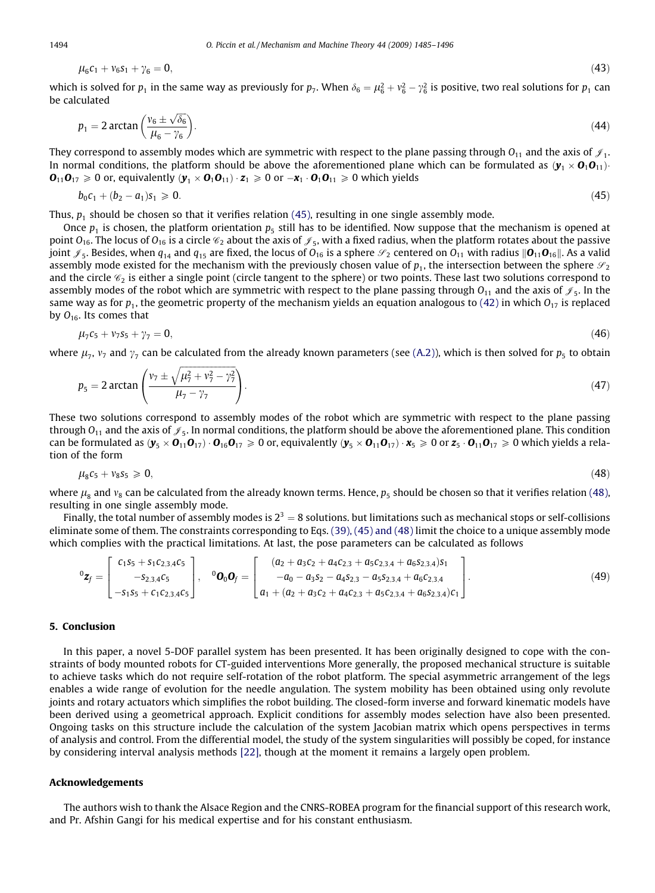$$\mu_6 c_1 + \nu_6 s_1 + \gamma_6 = 0, \tag{43}$$

which is solved for $p_1$ in the same way as previously for $p_7$. When $\delta_6 = \mu_6^2 + \nu_6^2 - \gamma_6^2$ is positive, two real solutions for $p_1$ can be calculated

$$p_1 = 2\arctan\left(\frac{\nu_6 \pm \sqrt{\delta_6}}{\mu_6 - \gamma_6}\right). \tag{44}$$

They correspond to assembly modes which are symmetric with respect to the plane passing through $O_{11}$ and the axis of $\mathscr{J}_1$. In normal conditions, the platform should be above the aforementioned plane which can be formulated as $(\boldsymbol{y}_1 \times \boldsymbol{O}_1\boldsymbol{O}_{11}) \cdot \boldsymbol{O}_{11}\boldsymbol{O}_{17} \geqslant 0$ or, equivalently $(\boldsymbol{y}_1 \times \boldsymbol{O}_1\boldsymbol{O}_{11}) \cdot \boldsymbol{z}_1 \geqslant 0$ or $-\boldsymbol{x}_1 \cdot \boldsymbol{O}_1\boldsymbol{O}_{11} \geqslant 0$ which yields

$$b_0 c_1 + (b_2 - a_1)s_1 \geqslant 0. \tag{45}$$

Thus, $p_1$ should be chosen so that it verifies relation (45), resulting in one single assembly mode.

Once $p_1$ is chosen, the platform orientation $p_5$ still has to be identified. Now suppose that the mechanism is opened at point $O_{16}$. The locus of $O_{16}$ is a circle $\mathscr{C}_2$ about the axis of $\mathscr{J}_5$, with a fixed radius, when the platform rotates about the passive joint $\mathscr{J}_5$. Besides, when $q_{14}$ and $q_{15}$ are fixed, the locus of $O_{16}$ is a sphere $\mathscr{S}_2$ centered on $O_{11}$ with radius $\|\boldsymbol{O}_{11}\boldsymbol{O}_{16}\|$. As a valid assembly mode existed for the mechanism with the previously chosen value of $p_1$, the intersection between the sphere $\mathscr{S}_2$ and the circle $\mathscr{C}_2$ is either a single point (circle tangent to the sphere) or two points. These last two solutions correspond to assembly modes of the robot which are symmetric with respect to the plane passing through $O_{11}$ and the axis of $\mathscr{J}_5$. In the same way as for $p_1$, the geometric property of the mechanism yields an equation analogous to (42) in which $O_{17}$ is replaced by $O_{16}$. Its comes that

$$\mu_7 c_5 + \nu_7 s_5 + \gamma_7 = 0, \tag{46}$$

where $\mu_7$, $\nu_7$ and $\gamma_7$ can be calculated from the already known parameters (see (A.2)), which is then solved for $p_5$ to obtain

$$p_5 = 2\arctan\left(\frac{\nu_7 \pm \sqrt{\mu_7^2 + \nu_7^2 - \gamma_7^2}}{\mu_7 - \gamma_7}\right). \tag{47}$$

These two solutions correspond to assembly modes of the robot which are symmetric with respect to the plane passing through $O_{11}$ and the axis of $\mathscr{J}_5$. In normal conditions, the platform should be above the aforementioned plane. This condition can be formulated as $(\boldsymbol{y}_5 \times \boldsymbol{O}_{11}\boldsymbol{O}_{17}) \cdot \boldsymbol{O}_{16}\boldsymbol{O}_{17} \geqslant 0$ or, equivalently $(\boldsymbol{y}_5 \times \boldsymbol{O}_{11}\boldsymbol{O}_{17}) \cdot \boldsymbol{x}_5 \geqslant 0$ or $\boldsymbol{z}_5 \cdot \boldsymbol{O}_{11}\boldsymbol{O}_{17} \geqslant 0$ which yields a relation of the form

$$\mu_8 c_5 + \nu_8 s_5 \geqslant 0, \tag{48}$$

where $\mu_8$ and $\nu_8$ can be calculated from the already known terms. Hence, $p_5$ should be chosen so that it verifies relation (48), resulting in one single assembly mode.

Finally, the total number of assembly modes is $2^3 = 8$ solutions. but limitations such as mechanical stops or self-collisions eliminate some of them. The constraints corresponding to Eqs. (39), (45) and (48) limit the choice to a unique assembly mode which complies with the practical limitations. At last, the pose parameters can be calculated as follows

$$^{0}\boldsymbol{z}_f = \begin{bmatrix} c_1 s_5 + s_1 c_{2,3,4} c_5 \\ -s_{2,3,4} c_5 \\ -s_1 s_5 + c_1 c_{2,3,4} c_5 \end{bmatrix}, \quad ^{0}\boldsymbol{O}_0\boldsymbol{O}_f = \begin{bmatrix} (a_2 + a_3 c_2 + a_4 c_{2,3} + a_5 c_{2,3,4} + a_6 s_{2,3,4}) s_1 \\ -a_0 - a_3 s_2 - a_4 s_{2,3} - a_5 s_{2,3,4} + a_6 c_{2,3,4} \\ a_1 + (a_2 + a_3 c_2 + a_4 c_{2,3} + a_5 c_{2,3,4} + a_6 s_{2,3,4}) c_1 \end{bmatrix}. \tag{49}$$

## 5. Conclusion

In this paper, a novel 5-DOF parallel system has been presented. It has been originally designed to cope with the constraints of body mounted robots for CT-guided interventions More generally, the proposed mechanical structure is suitable to achieve tasks which do not require self-rotation of the robot platform. The special asymmetric arrangement of the legs enables a wide range of evolution for the needle angulation. The system mobility has been obtained using only revolute joints and rotary actuators which simplifies the robot building. The closed-form inverse and forward kinematic models have been derived using a geometrical approach. Explicit conditions for assembly modes selection have also been presented. Ongoing tasks on this structure include the calculation of the system Jacobian matrix which opens perspectives in terms of analysis and control. From the differential model, the study of the system singularities will possibly be coped, for instance by considering interval analysis methods [22], though at the moment it remains a largely open problem.

## Acknowledgements

The authors wish to thank the Alsace Region and the CNRS-ROBEA program for the financial support of this research work, and Pr. Afshin Gangi for his medical expertise and for his constant enthusiasm.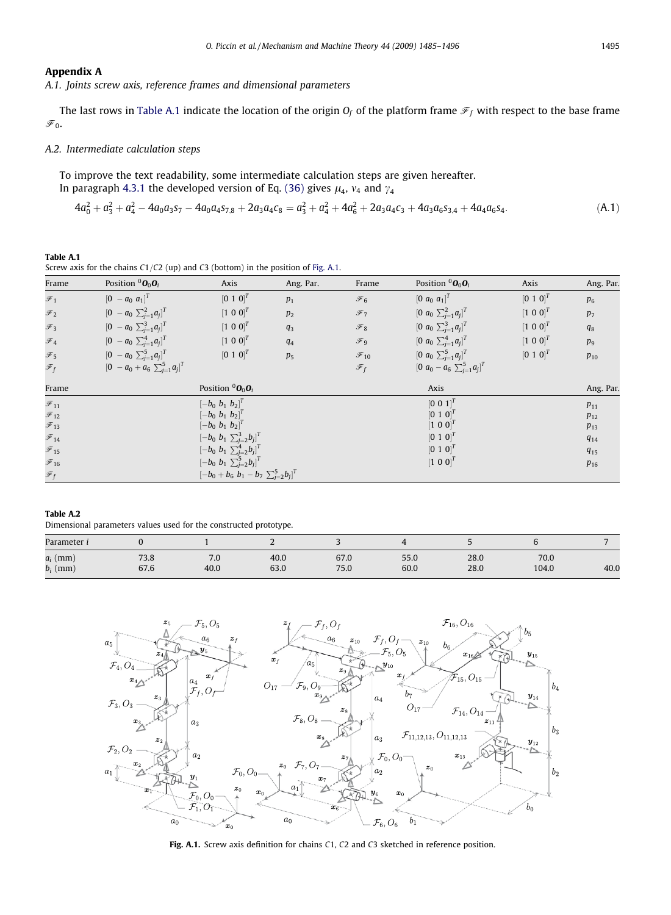## Appendix A

### A.1. Joints screw axis, reference frames and dimensional parameters

The last rows in Table A.1 indicate the location of the origin $O_f$ of the platform frame $\mathscr{F}_f$ with respect to the base frame $\mathscr{F}_0$.

### A.2. Intermediate calculation steps

To improve the text readability, some intermediate calculation steps are given hereafter.
In paragraph 4.3.1 the developed version of Eq. (36) gives $\mu_4$, $\nu_4$ and $\gamma_4$

$$4a_0^2 + a_3^2 + a_4^2 - 4a_0a_3s_7 - 4a_0a_4s_{7,8} + 2a_3a_4c_8 = a_3^2 + a_4^2 + 4a_6^2 + 2a_3a_4c_3 + 4a_3a_6s_{3,4} + 4a_4a_6s_4. \tag{A.1}$$

**Table A.1**
Screw axis for the chains C1/C2 (up) and C3 (bottom) in the position of Fig. A.1.

| Frame | Position ${}^0\boldsymbol{O}_0\boldsymbol{O}_i$ | Axis | Ang. Par. | Frame | Position ${}^0\boldsymbol{O}_0\boldsymbol{O}_i$ | Axis | Ang. Par. |
|---|---|---|---|---|---|---|---|
| $\mathscr{F}_1$ | $[0\ -a_0\ a_1]^T$ | $[0\ 1\ 0]^T$ | $p_1$ | $\mathscr{F}_6$ | $[0\ a_0\ a_1]^T$ | $[0\ 1\ 0]^T$ | $p_6$ |
| $\mathscr{F}_2$ | $[0\ -a_0\ \sum_{j=1}^{2}a_j]^T$ | $[1\ 0\ 0]^T$ | $p_2$ | $\mathscr{F}_7$ | $[0\ a_0\ \sum_{j=1}^{2}a_j]^T$ | $[1\ 0\ 0]^T$ | $p_7$ |
| $\mathscr{F}_3$ | $[0\ -a_0\ \sum_{j=1}^{3}a_j]^T$ | $[1\ 0\ 0]^T$ | $q_3$ | $\mathscr{F}_8$ | $[0\ a_0\ \sum_{j=1}^{3}a_j]^T$ | $[1\ 0\ 0]^T$ | $q_8$ |
| $\mathscr{F}_4$ | $[0\ -a_0\ \sum_{j=1}^{4}a_j]^T$ | $[1\ 0\ 0]^T$ | $q_4$ | $\mathscr{F}_9$ | $[0\ a_0\ \sum_{j=1}^{4}a_j]^T$ | $[1\ 0\ 0]^T$ | $p_9$ |
| $\mathscr{F}_5$ | $[0\ -a_0\ \sum_{j=1}^{5}a_j]^T$ | $[0\ 1\ 0]^T$ | $p_5$ | $\mathscr{F}_{10}$ | $[0\ a_0\ \sum_{j=1}^{5}a_j]^T$ | $[0\ 1\ 0]^T$ | $p_{10}$ |
| $\mathscr{F}_f$ | $[0\ -a_0+a_6\ \sum_{j=1}^{5}a_j]^T$ | | | $\mathscr{F}_f$ | $[0\ a_0-a_6\ \sum_{j=1}^{5}a_j]^T$ | | |

| Frame | Position ${}^0\boldsymbol{O}_0\boldsymbol{O}_i$ | Axis | Ang. Par. |
|---|---|---|---|
| $\mathscr{F}_{11}$ | $[-b_0\ b_1\ b_2]^T$ | $[0\ 0\ 1]^T$ | $p_{11}$ |
| $\mathscr{F}_{12}$ | $[-b_0\ b_1\ b_2]^T$ | $[0\ 1\ 0]^T$ | $p_{12}$ |
| $\mathscr{F}_{13}$ | $[-b_0\ b_1\ b_2]^T$ | $[1\ 0\ 0]^T$ | $p_{13}$ |
| $\mathscr{F}_{14}$ | $[-b_0\ b_1\ \sum_{j=2}^{3}b_j]^T$ | $[0\ 1\ 0]^T$ | $q_{14}$ |
| $\mathscr{F}_{15}$ | $[-b_0\ b_1\ \sum_{j=2}^{4}b_j]^T$ | $[0\ 1\ 0]^T$ | $q_{15}$ |
| $\mathscr{F}_{16}$ | $[-b_0\ b_1\ \sum_{j=2}^{5}b_j]^T$ | $[1\ 0\ 0]^T$ | $p_{16}$ |
| $\mathscr{F}_f$ | $[-b_0+b_6\ b_1-b_7\ \sum_{j=2}^{5}b_j]^T$ | | |

**Table A.2**
Dimensional parameters values used for the constructed prototype.

| Parameter $i$ | 0 | 1 | 2 | 3 | 4 | 5 | 6 | 7 |
|---|---|---|---|---|---|---|---|---|
| $a_i$ (mm) | 73.8 | 7.0 | 40.0 | 67.0 | 55.0 | 28.0 | 70.0 | |
| $b_i$ (mm) | 67.6 | 40.0 | 63.0 | 75.0 | 60.0 | 28.0 | 104.0 | 40.0 |

**Fig. A.1.** Screw axis definition for chains C1, C2 and C3 sketched in reference position.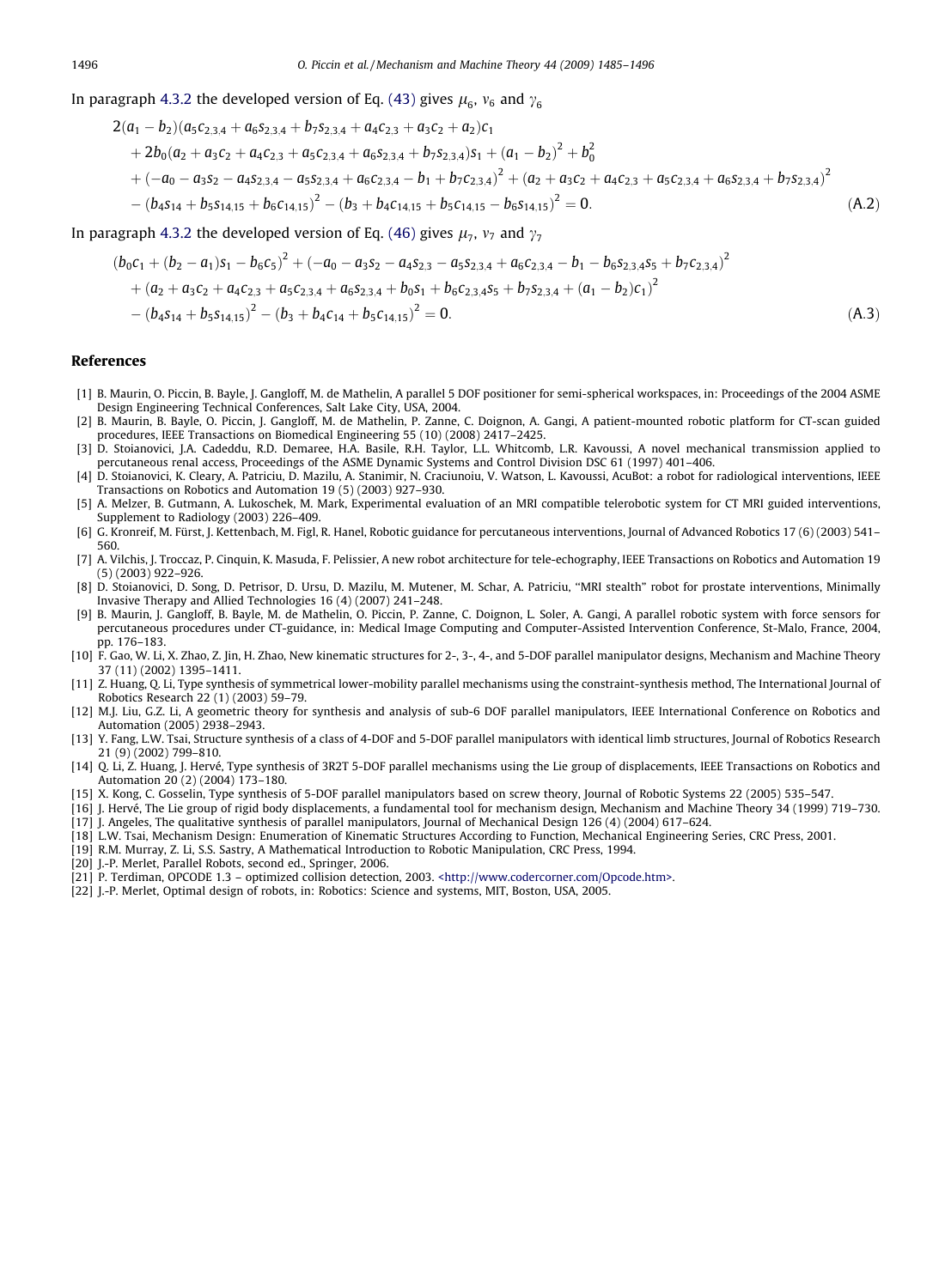In paragraph 4.3.2 the developed version of Eq. (43) gives $\mu_6$, $v_6$ and $\gamma_6$

$$
\begin{aligned}
&2(a_1 - b_2)(a_5 c_{2,3,4} + a_6 s_{2,3,4} + b_7 s_{2,3,4} + a_4 c_{2,3} + a_3 c_2 + a_2)c_1 \\
&+ 2b_0(a_2 + a_3 c_2 + a_4 c_{2,3} + a_5 c_{2,3,4} + a_6 s_{2,3,4} + b_7 s_{2,3,4})s_1 + (a_1 - b_2)^2 + b_0^2 \\
&+ (-a_0 - a_3 s_2 - a_4 s_{2,3,4} - a_5 s_{2,3,4} + a_6 c_{2,3,4} - b_1 + b_7 c_{2,3,4})^2 + (a_2 + a_3 c_2 + a_4 c_{2,3} + a_5 c_{2,3,4} + a_6 s_{2,3,4} + b_7 s_{2,3,4})^2 \\
&- (b_4 s_{14} + b_5 s_{14,15} + b_6 c_{14,15})^2 - (b_3 + b_4 c_{14,15} + b_5 c_{14,15} - b_6 s_{14,15})^2 = 0.
\end{aligned}
\tag{A.2}
$$

In paragraph 4.3.2 the developed version of Eq. (46) gives $\mu_7$, $v_7$ and $\gamma_7$

$$
\begin{aligned}
&(b_0 c_1 + (b_2 - a_1)s_1 - b_6 c_5)^2 + (-a_0 - a_3 s_2 - a_4 s_{2,3} - a_5 s_{2,3,4} + a_6 c_{2,3,4} - b_1 - b_6 s_{2,3,4} s_5 + b_7 c_{2,3,4})^2 \\
&+ (a_2 + a_3 c_2 + a_4 c_{2,3} + a_5 c_{2,3,4} + a_6 s_{2,3,4} + b_0 s_1 + b_6 c_{2,3,4} s_5 + b_7 s_{2,3,4} + (a_1 - b_2)c_1)^2 \\
&- (b_4 s_{14} + b_5 s_{14,15})^2 - (b_3 + b_4 c_{14} + b_5 c_{14,15})^2 = 0.
\end{aligned}
\tag{A.3}
$$

## References

[1] B. Maurin, O. Piccin, B. Bayle, J. Gangloff, M. de Mathelin, A parallel 5 DOF positioner for semi-spherical workspaces, in: Proceedings of the 2004 ASME Design Engineering Technical Conferences, Salt Lake City, USA, 2004.

[2] B. Maurin, B. Bayle, O. Piccin, J. Gangloff, M. de Mathelin, P. Zanne, C. Doignon, A. Gangi, A patient-mounted robotic platform for CT-scan guided procedures, IEEE Transactions on Biomedical Engineering 55 (10) (2008) 2417–2425.

[3] D. Stoianovici, J.A. Cadeddu, R.D. Demaree, H.A. Basile, R.H. Taylor, L.L. Whitcomb, L.R. Kavoussi, A novel mechanical transmission applied to percutaneous renal access, Proceedings of the ASME Dynamic Systems and Control Division DSC 61 (1997) 401–406.

[4] D. Stoianovici, K. Cleary, A. Patriciu, D. Mazilu, A. Stanimir, N. Craciunoiu, V. Watson, L. Kavoussi, AcuBot: a robot for radiological interventions, IEEE Transactions on Robotics and Automation 19 (5) (2003) 927–930.

[5] A. Melzer, B. Gutmann, A. Lukoschek, M. Mark, Experimental evaluation of an MRI compatible telerobotic system for CT MRI guided interventions, Supplement to Radiology (2003) 226–409.

[6] G. Kronreif, M. Fürst, J. Kettenbach, M. Figl, R. Hanel, Robotic guidance for percutaneous interventions, Journal of Advanced Robotics 17 (6) (2003) 541–560.

[7] A. Vilchis, J. Troccaz, P. Cinquin, K. Masuda, F. Pelissier, A new robot architecture for tele-echography, IEEE Transactions on Robotics and Automation 19 (5) (2003) 922–926.

[8] D. Stoianovici, D. Song, D. Petrisor, D. Ursu, D. Mazilu, M. Mutener, M. Schar, A. Patriciu, "MRI stealth" robot for prostate interventions, Minimally Invasive Therapy and Allied Technologies 16 (4) (2007) 241–248.

[9] B. Maurin, J. Gangloff, B. Bayle, M. de Mathelin, O. Piccin, P. Zanne, C. Doignon, L. Soler, A. Gangi, A parallel robotic system with force sensors for percutaneous procedures under CT-guidance, in: Medical Image Computing and Computer-Assisted Intervention Conference, St-Malo, France, 2004, pp. 176–183.

[10] F. Gao, W. Li, X. Zhao, Z. Jin, H. Zhao, New kinematic structures for 2-, 3-, 4-, and 5-DOF parallel manipulator designs, Mechanism and Machine Theory 37 (11) (2002) 1395–1411.

[11] Z. Huang, Q. Li, Type synthesis of symmetrical lower-mobility parallel mechanisms using the constraint-synthesis method, The International Journal of Robotics Research 22 (1) (2003) 59–79.

[12] M.J. Liu, G.Z. Li, A geometric theory for synthesis and analysis of sub-6 DOF parallel manipulators, IEEE International Conference on Robotics and Automation (2005) 2938–2943.

[13] Y. Fang, L.W. Tsai, Structure synthesis of a class of 4-DOF and 5-DOF parallel manipulators with identical limb structures, Journal of Robotics Research 21 (9) (2002) 799–810.

[14] Q. Li, Z. Huang, J. Hervé, Type synthesis of 3R2T 5-DOF parallel mechanisms using the Lie group of displacements, IEEE Transactions on Robotics and Automation 20 (2) (2004) 173–180.

[15] X. Kong, C. Gosselin, Type synthesis of 5-DOF parallel manipulators based on screw theory, Journal of Robotic Systems 22 (2005) 535–547.

[16] J. Hervé, The Lie group of rigid body displacements, a fundamental tool for mechanism design, Mechanism and Machine Theory 34 (1999) 719–730.

[17] J. Angeles, The qualitative synthesis of parallel manipulators, Journal of Mechanical Design 126 (4) (2004) 617–624.

[18] L.W. Tsai, Mechanism Design: Enumeration of Kinematic Structures According to Function, Mechanical Engineering Series, CRC Press, 2001.

[19] R.M. Murray, Z. Li, S.S. Sastry, A Mathematical Introduction to Robotic Manipulation, CRC Press, 1994.

[20] J.-P. Merlet, Parallel Robots, second ed., Springer, 2006.

[21] P. Terdiman, OPCODE 1.3 – optimized collision detection, 2003. <http://www.codercorner.com/Opcode.htm>.

[22] J.-P. Merlet, Optimal design of robots, in: Robotics: Science and systems, MIT, Boston, USA, 2005.